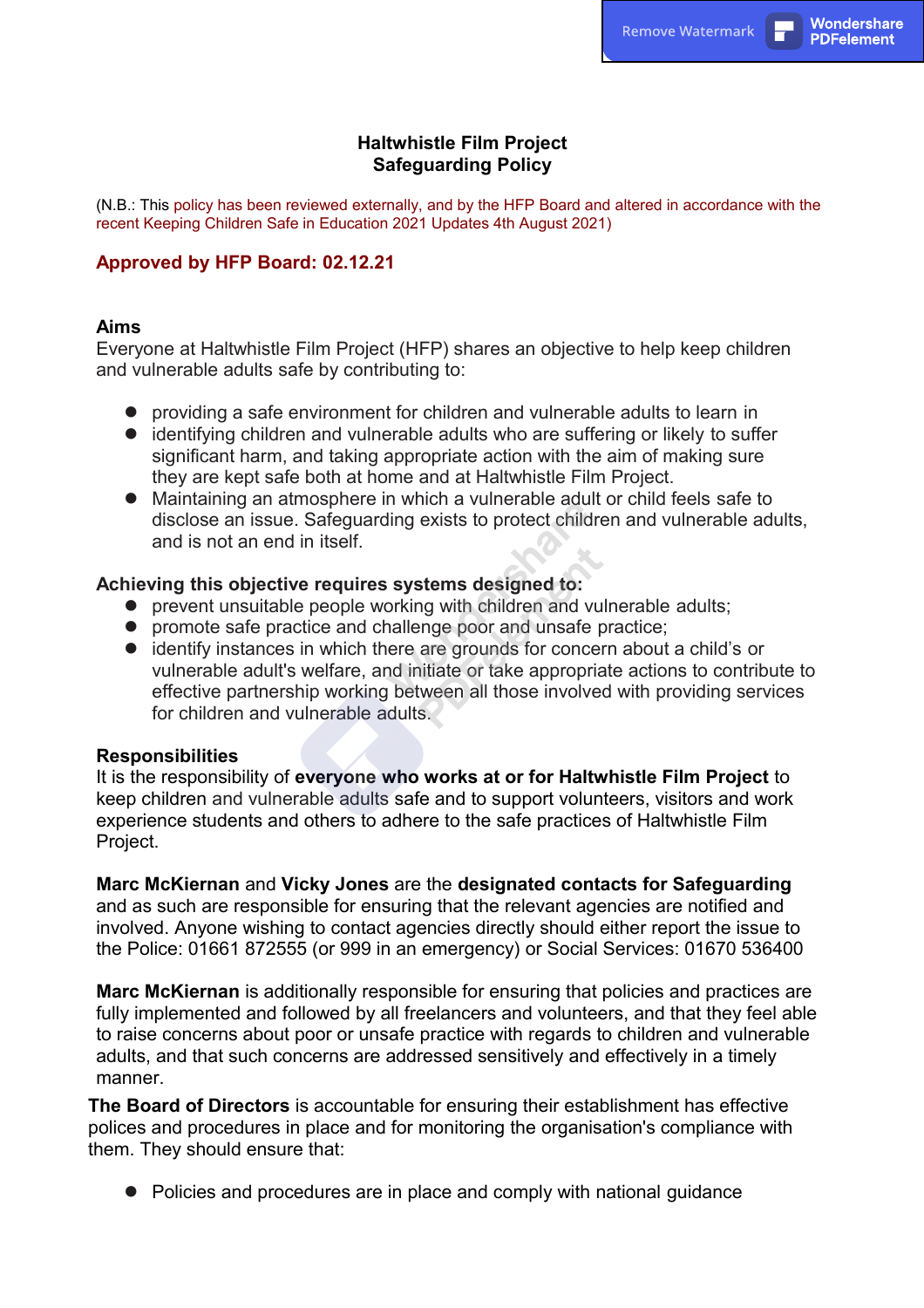# Haltwhistle Film Project
# Safeguarding Policy

(N.B.: This policy has been reviewed externally, and by the HFP Board and altered in accordance with the recent Keeping Children Safe in Education 2021 Updates 4th August 2021)

**Approved by HFP Board: 02.12.21**

## Aims

Everyone at Haltwhistle Film Project (HFP) shares an objective to help keep children and vulnerable adults safe by contributing to:

- providing a safe environment for children and vulnerable adults to learn in
- identifying children and vulnerable adults who are suffering or likely to suffer significant harm, and taking appropriate action with the aim of making sure they are kept safe both at home and at Haltwhistle Film Project.
- Maintaining an atmosphere in which a vulnerable adult or child feels safe to disclose an issue. Safeguarding exists to protect children and vulnerable adults, and is not an end in itself.

**Achieving this objective requires systems designed to:**

- prevent unsuitable people working with children and vulnerable adults;
- promote safe practice and challenge poor and unsafe practice;
- identify instances in which there are grounds for concern about a child's or vulnerable adult's welfare, and initiate or take appropriate actions to contribute to effective partnership working between all those involved with providing services for children and vulnerable adults.

## Responsibilities

It is the responsibility of **everyone who works at or for Haltwhistle Film Project** to keep children and vulnerable adults safe and to support volunteers, visitors and work experience students and others to adhere to the safe practices of Haltwhistle Film Project.

**Marc McKiernan** and **Vicky Jones** are the **designated contacts for Safeguarding** and as such are responsible for ensuring that the relevant agencies are notified and involved. Anyone wishing to contact agencies directly should either report the issue to the Police: 01661 872555 (or 999 in an emergency) or Social Services: 01670 536400

**Marc McKiernan** is additionally responsible for ensuring that policies and practices are fully implemented and followed by all freelancers and volunteers, and that they feel able to raise concerns about poor or unsafe practice with regards to children and vulnerable adults, and that such concerns are addressed sensitively and effectively in a timely manner.

**The Board of Directors** is accountable for ensuring their establishment has effective polices and procedures in place and for monitoring the organisation's compliance with them. They should ensure that:

- Policies and procedures are in place and comply with national guidance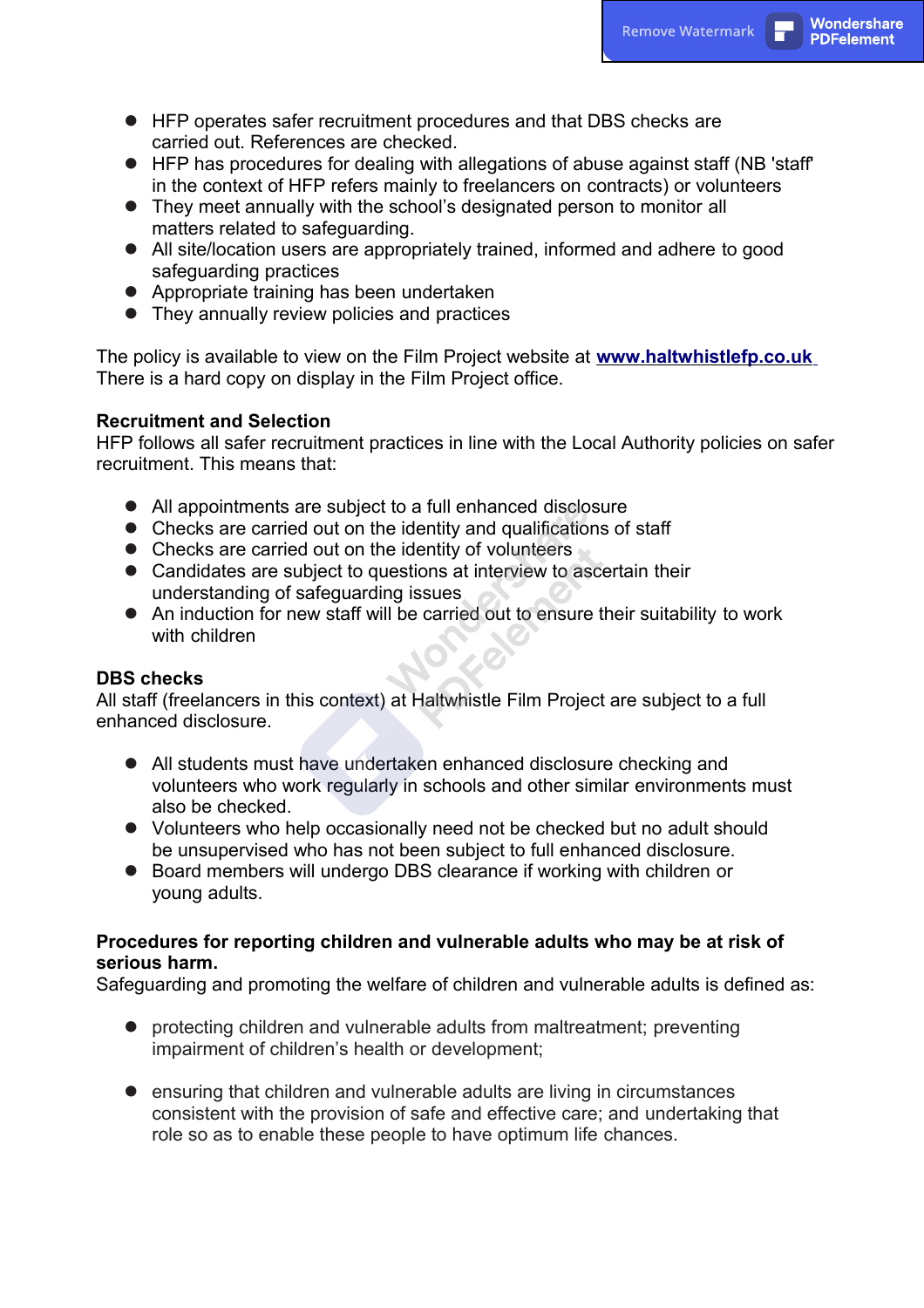- HFP operates safer recruitment procedures and that DBS checks are carried out. References are checked.
- HFP has procedures for dealing with allegations of abuse against staff (NB 'staff' in the context of HFP refers mainly to freelancers on contracts) or volunteers
- They meet annually with the school's designated person to monitor all matters related to safeguarding.
- All site/location users are appropriately trained, informed and adhere to good safeguarding practices
- Appropriate training has been undertaken
- They annually review policies and practices

The policy is available to view on the Film Project website at **[www.haltwhistlefp.co.uk](http://www.haltwhistlefp.co.uk)**
There is a hard copy on display in the Film Project office.

**Recruitment and Selection**
HFP follows all safer recruitment practices in line with the Local Authority policies on safer recruitment. This means that:

- All appointments are subject to a full enhanced disclosure
- Checks are carried out on the identity and qualifications of staff
- Checks are carried out on the identity of volunteers
- Candidates are subject to questions at interview to ascertain their understanding of safeguarding issues
- An induction for new staff will be carried out to ensure their suitability to work with children

**DBS checks**
All staff (freelancers in this context) at Haltwhistle Film Project are subject to a full enhanced disclosure.

- All students must have undertaken enhanced disclosure checking and volunteers who work regularly in schools and other similar environments must also be checked.
- Volunteers who help occasionally need not be checked but no adult should be unsupervised who has not been subject to full enhanced disclosure.
- Board members will undergo DBS clearance if working with children or young adults.

**Procedures for reporting children and vulnerable adults who may be at risk of serious harm.**
Safeguarding and promoting the welfare of children and vulnerable adults is defined as:

- protecting children and vulnerable adults from maltreatment; preventing impairment of children's health or development;

- ensuring that children and vulnerable adults are living in circumstances consistent with the provision of safe and effective care; and undertaking that role so as to enable these people to have optimum life chances.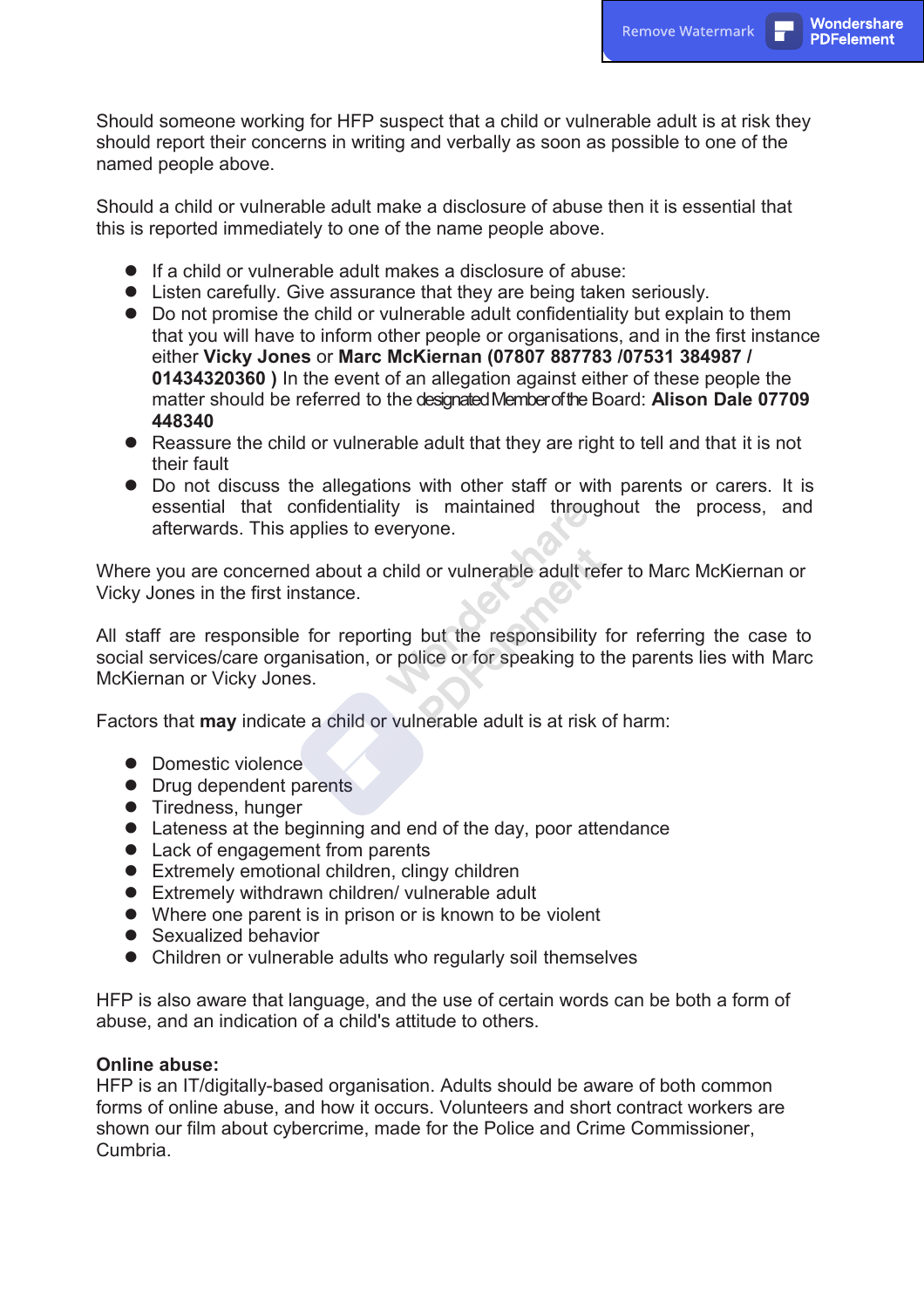Should someone working for HFP suspect that a child or vulnerable adult is at risk they should report their concerns in writing and verbally as soon as possible to one of the named people above.

Should a child or vulnerable adult make a disclosure of abuse then it is essential that this is reported immediately to one of the name people above.

- If a child or vulnerable adult makes a disclosure of abuse:
- Listen carefully. Give assurance that they are being taken seriously.
- Do not promise the child or vulnerable adult confidentiality but explain to them that you will have to inform other people or organisations, and in the first instance either **Vicky Jones** or **Marc McKiernan (07807 887783 /07531 384987 / 01434320360 )** In the event of an allegation against either of these people the matter should be referred to the designated Member of the Board: **Alison Dale 07709 448340**
- Reassure the child or vulnerable adult that they are right to tell and that it is not their fault
- Do not discuss the allegations with other staff or with parents or carers. It is essential that confidentiality is maintained throughout the process, and afterwards. This applies to everyone.

Where you are concerned about a child or vulnerable adult refer to Marc McKiernan or Vicky Jones in the first instance.

All staff are responsible for reporting but the responsibility for referring the case to social services/care organisation, or police or for speaking to the parents lies with Marc McKiernan or Vicky Jones.

Factors that **may** indicate a child or vulnerable adult is at risk of harm:

- Domestic violence
- Drug dependent parents
- Tiredness, hunger
- Lateness at the beginning and end of the day, poor attendance
- Lack of engagement from parents
- Extremely emotional children, clingy children
- Extremely withdrawn children/ vulnerable adult
- Where one parent is in prison or is known to be violent
- Sexualized behavior
- Children or vulnerable adults who regularly soil themselves

HFP is also aware that language, and the use of certain words can be both a form of abuse, and an indication of a child's attitude to others.

**Online abuse:**
HFP is an IT/digitally-based organisation. Adults should be aware of both common forms of online abuse, and how it occurs. Volunteers and short contract workers are shown our film about cybercrime, made for the Police and Crime Commissioner, Cumbria.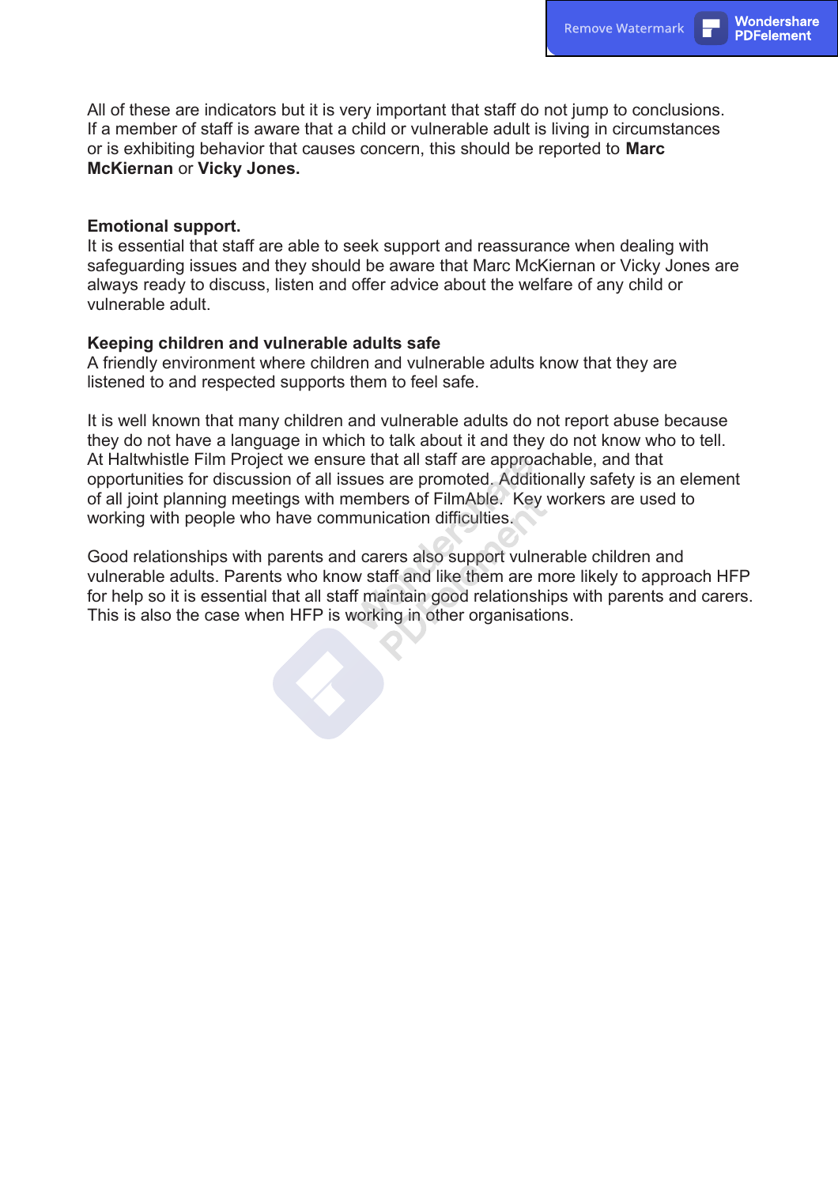All of these are indicators but it is very important that staff do not jump to conclusions. If a member of staff is aware that a child or vulnerable adult is living in circumstances or is exhibiting behavior that causes concern, this should be reported to **Marc McKiernan** or **Vicky Jones.**

**Emotional support.**

It is essential that staff are able to seek support and reassurance when dealing with safeguarding issues and they should be aware that Marc McKiernan or Vicky Jones are always ready to discuss, listen and offer advice about the welfare of any child or vulnerable adult.

**Keeping children and vulnerable adults safe**

A friendly environment where children and vulnerable adults know that they are listened to and respected supports them to feel safe.

It is well known that many children and vulnerable adults do not report abuse because they do not have a language in which to talk about it and they do not know who to tell. At Haltwhistle Film Project we ensure that all staff are approachable, and that opportunities for discussion of all issues are promoted. Additionally safety is an element of all joint planning meetings with members of FilmAble. Key workers are used to working with people who have communication difficulties.

Good relationships with parents and carers also support vulnerable children and vulnerable adults. Parents who know staff and like them are more likely to approach HFP for help so it is essential that all staff maintain good relationships with parents and carers. This is also the case when HFP is working in other organisations.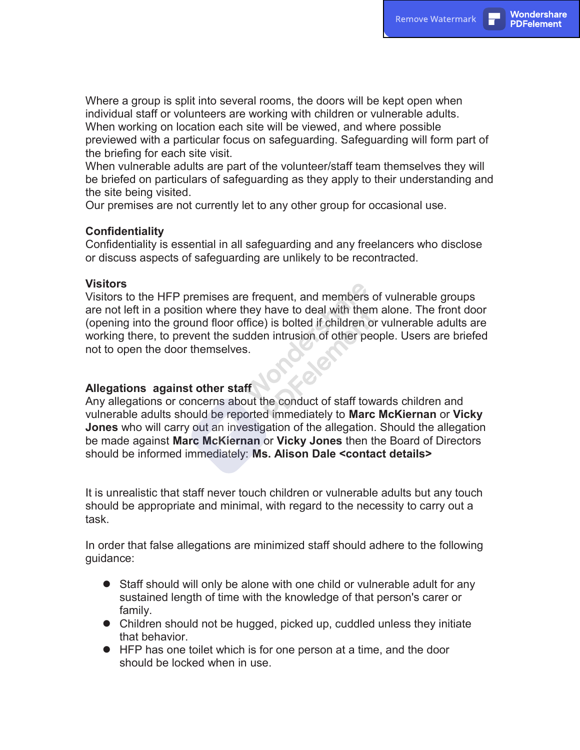Where a group is split into several rooms, the doors will be kept open when individual staff or volunteers are working with children or vulnerable adults. When working on location each site will be viewed, and where possible previewed with a particular focus on safeguarding. Safeguarding will form part of the briefing for each site visit.
When vulnerable adults are part of the volunteer/staff team themselves they will be briefed on particulars of safeguarding as they apply to their understanding and the site being visited.
Our premises are not currently let to any other group for occasional use.

**Confidentiality**
Confidentiality is essential in all safeguarding and any freelancers who disclose or discuss aspects of safeguarding are unlikely to be recontracted.

**Visitors**
Visitors to the HFP premises are frequent, and members of vulnerable groups are not left in a position where they have to deal with them alone. The front door (opening into the ground floor office) is bolted if children or vulnerable adults are working there, to prevent the sudden intrusion of other people. Users are briefed not to open the door themselves.

**Allegations against other staff**
Any allegations or concerns about the conduct of staff towards children and vulnerable adults should be reported immediately to **Marc McKiernan** or **Vicky Jones** who will carry out an investigation of the allegation. Should the allegation be made against **Marc McKiernan** or **Vicky Jones** then the Board of Directors should be informed immediately: **Ms. Alison Dale <contact details>**

It is unrealistic that staff never touch children or vulnerable adults but any touch should be appropriate and minimal, with regard to the necessity to carry out a task.

In order that false allegations are minimized staff should adhere to the following guidance:

- Staff should will only be alone with one child or vulnerable adult for any sustained length of time with the knowledge of that person's carer or family.
- Children should not be hugged, picked up, cuddled unless they initiate that behavior.
- HFP has one toilet which is for one person at a time, and the door should be locked when in use.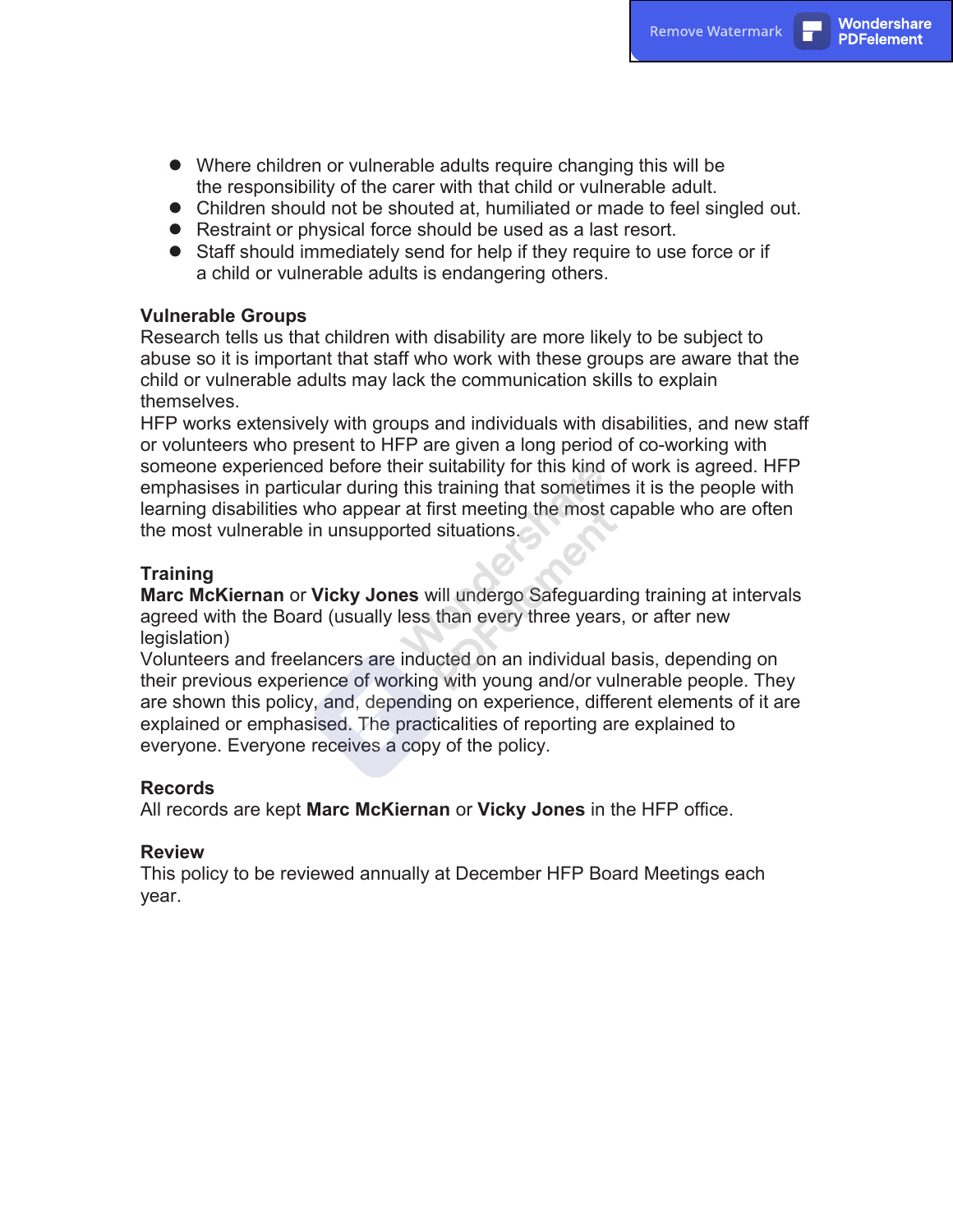- Where children or vulnerable adults require changing this will be the responsibility of the carer with that child or vulnerable adult.
- Children should not be shouted at, humiliated or made to feel singled out.
- Restraint or physical force should be used as a last resort.
- Staff should immediately send for help if they require to use force or if a child or vulnerable adults is endangering others.

**Vulnerable Groups**

Research tells us that children with disability are more likely to be subject to abuse so it is important that staff who work with these groups are aware that the child or vulnerable adults may lack the communication skills to explain themselves.

HFP works extensively with groups and individuals with disabilities, and new staff or volunteers who present to HFP are given a long period of co-working with someone experienced before their suitability for this kind of work is agreed. HFP emphasises in particular during this training that sometimes it is the people with learning disabilities who appear at first meeting the most capable who are often the most vulnerable in unsupported situations.

**Training**

**Marc McKiernan** or **Vicky Jones** will undergo Safeguarding training at intervals agreed with the Board (usually less than every three years, or after new legislation)

Volunteers and freelancers are inducted on an individual basis, depending on their previous experience of working with young and/or vulnerable people. They are shown this policy, and, depending on experience, different elements of it are explained or emphasised. The practicalities of reporting are explained to everyone. Everyone receives a copy of the policy.

**Records**

All records are kept **Marc McKiernan** or **Vicky Jones** in the HFP office.

**Review**

This policy to be reviewed annually at December HFP Board Meetings each year.